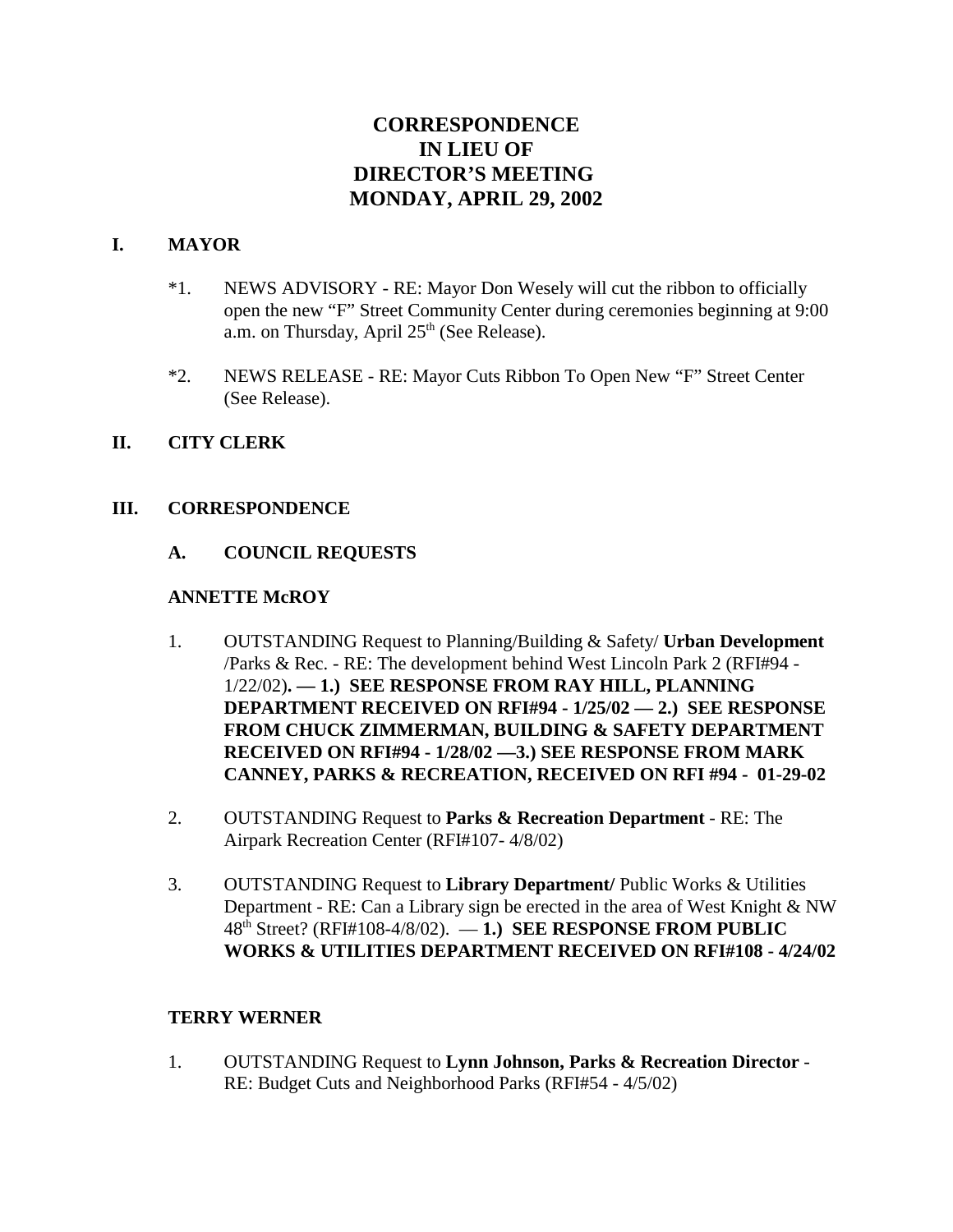# CORRESPONDENCE
# IN LIEU OF
# DIRECTOR'S MEETING
# MONDAY, APRIL 29, 2002

## I. MAYOR

*1. NEWS ADVISORY - RE: Mayor Don Wesely will cut the ribbon to officially open the new "F" Street Community Center during ceremonies beginning at 9:00 a.m. on Thursday, April 25th (See Release).

*2. NEWS RELEASE - RE: Mayor Cuts Ribbon To Open New "F" Street Center (See Release).

## II. CITY CLERK

## III. CORRESPONDENCE

### A. COUNCIL REQUESTS

**ANNETTE McROY**

1. OUTSTANDING Request to Planning/Building & Safety/ **Urban Development** /Parks & Rec. - RE: The development behind West Lincoln Park 2 (RFI#94 - 1/22/02)**. — 1.) SEE RESPONSE FROM RAY HILL, PLANNING DEPARTMENT RECEIVED ON RFI#94 - 1/25/02 — 2.) SEE RESPONSE FROM CHUCK ZIMMERMAN, BUILDING & SAFETY DEPARTMENT RECEIVED ON RFI#94 - 1/28/02 —3.) SEE RESPONSE FROM MARK CANNEY, PARKS & RECREATION, RECEIVED ON RFI #94 - 01-29-02**

2. OUTSTANDING Request to **Parks & Recreation Department** - RE: The Airpark Recreation Center (RFI#107- 4/8/02)

3. OUTSTANDING Request to **Library Department/** Public Works & Utilities Department - RE: Can a Library sign be erected in the area of West Knight & NW 48th Street? (RFI#108-4/8/02). — **1.) SEE RESPONSE FROM PUBLIC WORKS & UTILITIES DEPARTMENT RECEIVED ON RFI#108 - 4/24/02**

**TERRY WERNER**

1. OUTSTANDING Request to **Lynn Johnson, Parks & Recreation Director** - RE: Budget Cuts and Neighborhood Parks (RFI#54 - 4/5/02)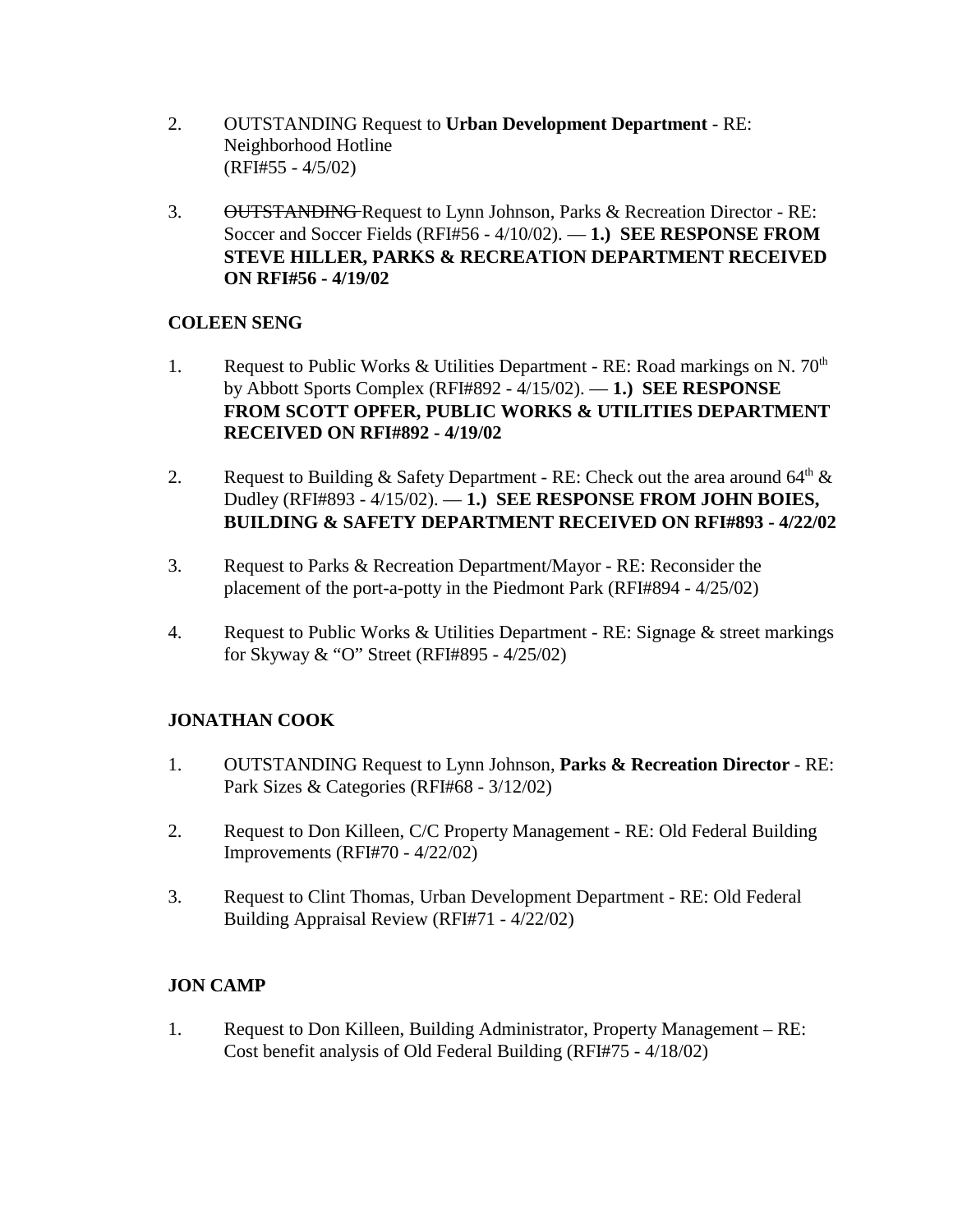2. OUTSTANDING Request to **Urban Development Department** - RE: Neighborhood Hotline (RFI#55 - 4/5/02)

3. ~~OUTSTANDING~~ Request to Lynn Johnson, Parks & Recreation Director - RE: Soccer and Soccer Fields (RFI#56 - 4/10/02). — **1.) SEE RESPONSE FROM STEVE HILLER, PARKS & RECREATION DEPARTMENT RECEIVED ON RFI#56 - 4/19/02**

**COLEEN SENG**

1. Request to Public Works & Utilities Department - RE: Road markings on N. 70th by Abbott Sports Complex (RFI#892 - 4/15/02). — **1.) SEE RESPONSE FROM SCOTT OPFER, PUBLIC WORKS & UTILITIES DEPARTMENT RECEIVED ON RFI#892 - 4/19/02**

2. Request to Building & Safety Department - RE: Check out the area around 64th & Dudley (RFI#893 - 4/15/02). — **1.) SEE RESPONSE FROM JOHN BOIES, BUILDING & SAFETY DEPARTMENT RECEIVED ON RFI#893 - 4/22/02**

3. Request to Parks & Recreation Department/Mayor - RE: Reconsider the placement of the port-a-potty in the Piedmont Park (RFI#894 - 4/25/02)

4. Request to Public Works & Utilities Department - RE: Signage & street markings for Skyway & "O" Street (RFI#895 - 4/25/02)

**JONATHAN COOK**

1. OUTSTANDING Request to Lynn Johnson, **Parks & Recreation Director** - RE: Park Sizes & Categories (RFI#68 - 3/12/02)

2. Request to Don Killeen, C/C Property Management - RE: Old Federal Building Improvements (RFI#70 - 4/22/02)

3. Request to Clint Thomas, Urban Development Department - RE: Old Federal Building Appraisal Review (RFI#71 - 4/22/02)

**JON CAMP**

1. Request to Don Killeen, Building Administrator, Property Management – RE: Cost benefit analysis of Old Federal Building (RFI#75 - 4/18/02)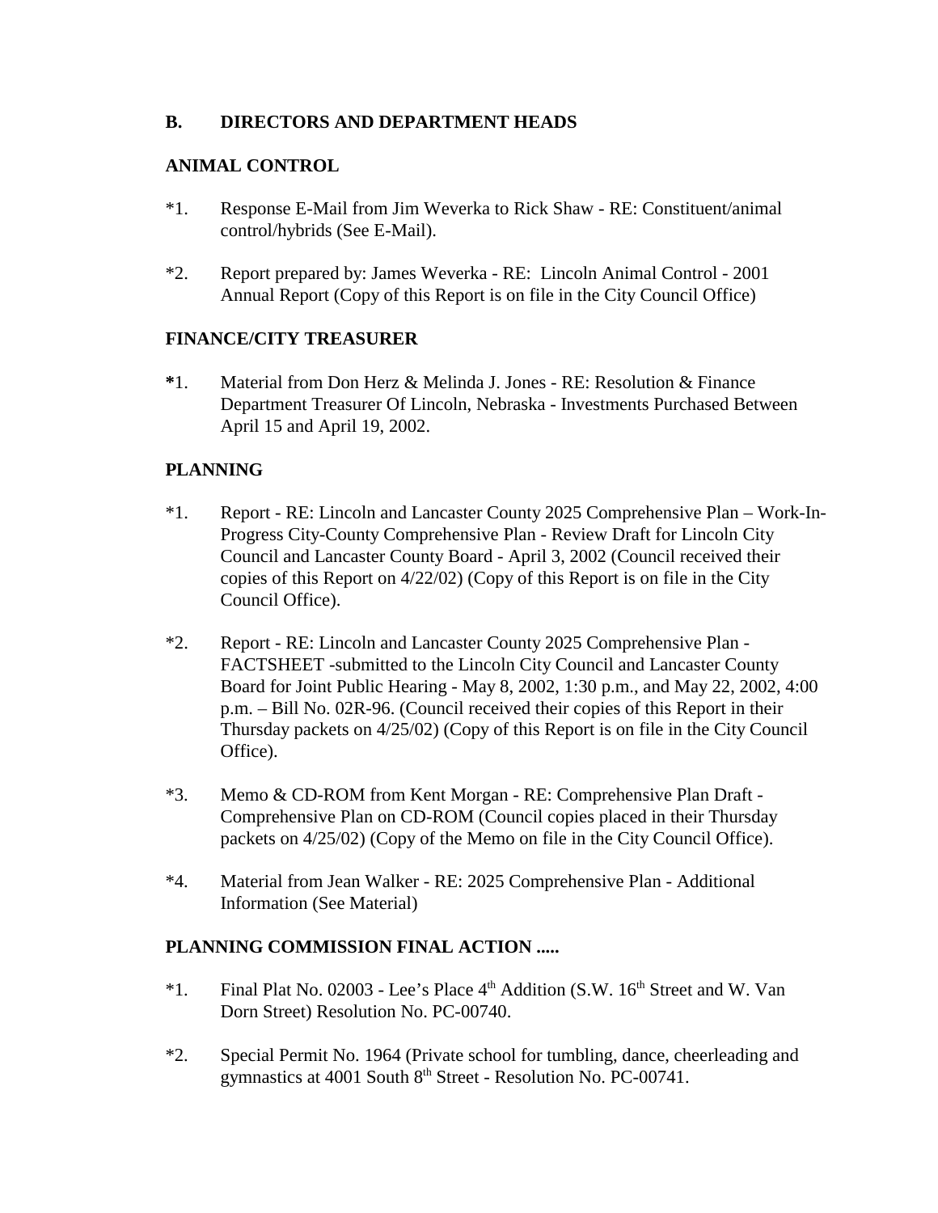**B. DIRECTORS AND DEPARTMENT HEADS**

**ANIMAL CONTROL**

*1. Response E-Mail from Jim Weverka to Rick Shaw - RE: Constituent/animal control/hybrids (See E-Mail).

*2. Report prepared by: James Weverka - RE: Lincoln Animal Control - 2001 Annual Report (Copy of this Report is on file in the City Council Office)

**FINANCE/CITY TREASURER**

**\***1. Material from Don Herz & Melinda J. Jones - RE: Resolution & Finance Department Treasurer Of Lincoln, Nebraska - Investments Purchased Between April 15 and April 19, 2002.

**PLANNING**

*1. Report - RE: Lincoln and Lancaster County 2025 Comprehensive Plan – Work-In-Progress City-County Comprehensive Plan - Review Draft for Lincoln City Council and Lancaster County Board - April 3, 2002 (Council received their copies of this Report on 4/22/02) (Copy of this Report is on file in the City Council Office).

*2. Report - RE: Lincoln and Lancaster County 2025 Comprehensive Plan - FACTSHEET -submitted to the Lincoln City Council and Lancaster County Board for Joint Public Hearing - May 8, 2002, 1:30 p.m., and May 22, 2002, 4:00 p.m. – Bill No. 02R-96. (Council received their copies of this Report in their Thursday packets on 4/25/02) (Copy of this Report is on file in the City Council Office).

*3. Memo & CD-ROM from Kent Morgan - RE: Comprehensive Plan Draft - Comprehensive Plan on CD-ROM (Council copies placed in their Thursday packets on 4/25/02) (Copy of the Memo on file in the City Council Office).

*4. Material from Jean Walker - RE: 2025 Comprehensive Plan - Additional Information (See Material)

**PLANNING COMMISSION FINAL ACTION .....**

*1. Final Plat No. 02003 - Lee's Place 4th Addition (S.W. 16th Street and W. Van Dorn Street) Resolution No. PC-00740.

*2. Special Permit No. 1964 (Private school for tumbling, dance, cheerleading and gymnastics at 4001 South 8th Street - Resolution No. PC-00741.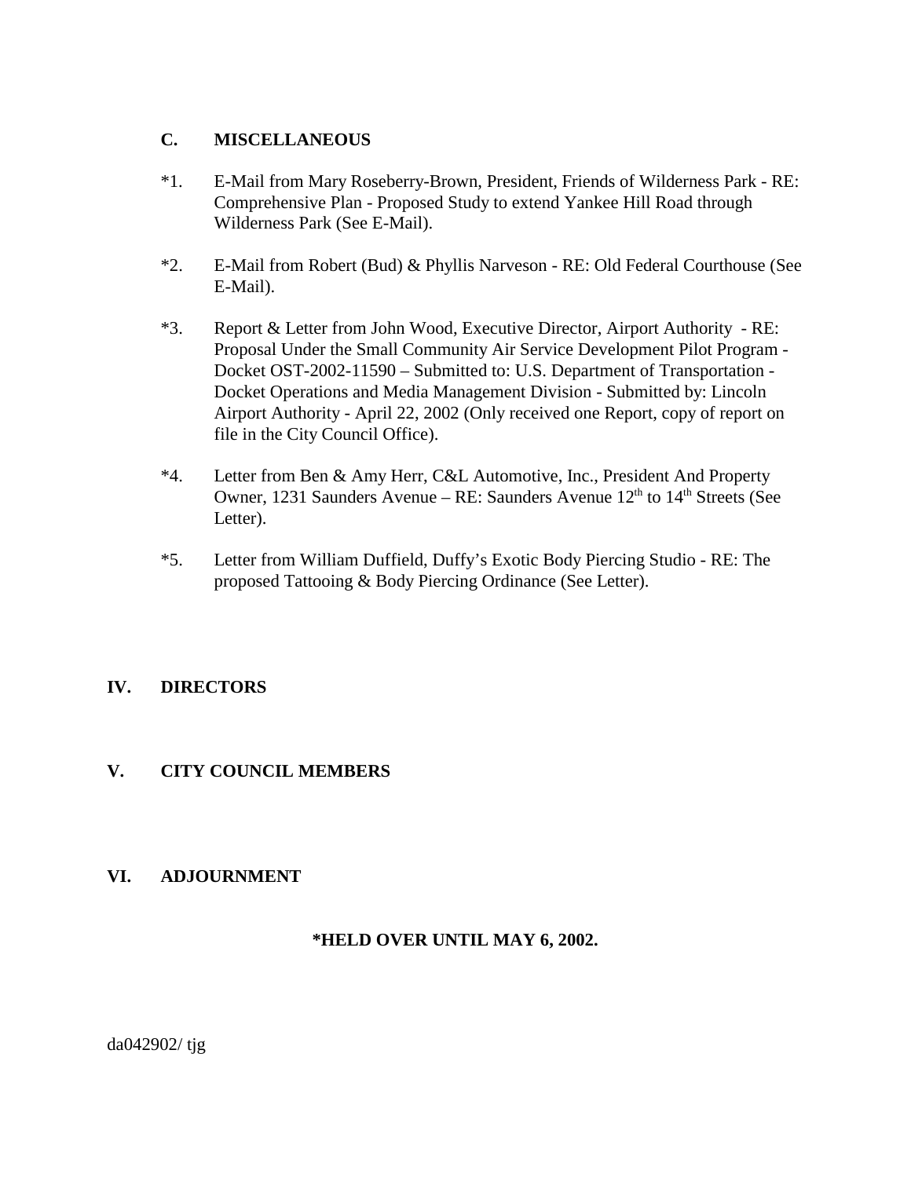### C. MISCELLANEOUS

*1. E-Mail from Mary Roseberry-Brown, President, Friends of Wilderness Park - RE: Comprehensive Plan - Proposed Study to extend Yankee Hill Road through Wilderness Park (See E-Mail).

*2. E-Mail from Robert (Bud) & Phyllis Narveson - RE: Old Federal Courthouse (See E-Mail).

*3. Report & Letter from John Wood, Executive Director, Airport Authority - RE: Proposal Under the Small Community Air Service Development Pilot Program - Docket OST-2002-11590 – Submitted to: U.S. Department of Transportation - Docket Operations and Media Management Division - Submitted by: Lincoln Airport Authority - April 22, 2002 (Only received one Report, copy of report on file in the City Council Office).

*4. Letter from Ben & Amy Herr, C&L Automotive, Inc., President And Property Owner, 1231 Saunders Avenue – RE: Saunders Avenue 12th to 14th Streets (See Letter).

*5. Letter from William Duffield, Duffy's Exotic Body Piercing Studio - RE: The proposed Tattooing & Body Piercing Ordinance (See Letter).

## IV. DIRECTORS

## V. CITY COUNCIL MEMBERS

## VI. ADJOURNMENT

**\*HELD OVER UNTIL MAY 6, 2002.**

da042902/ tjg